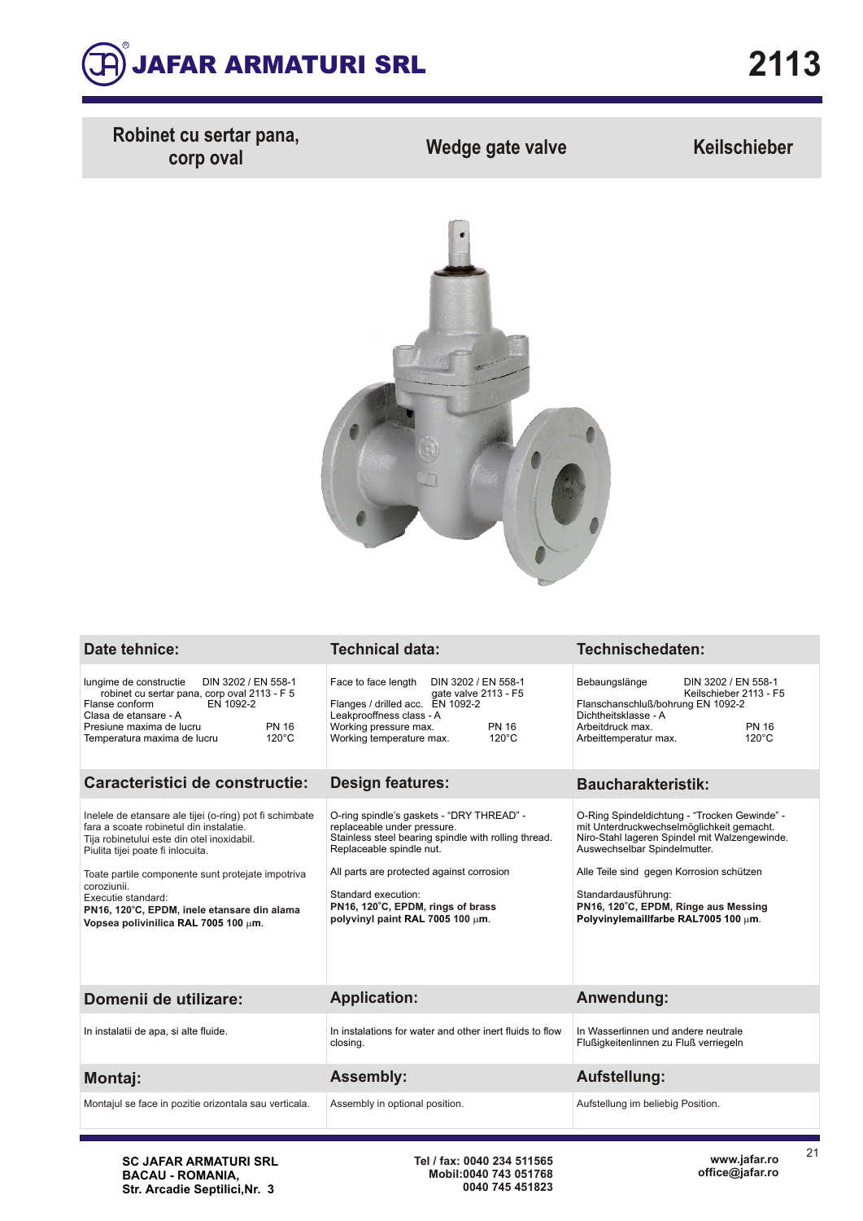# JAFAR ARMATURI SRL

# 2113

| Robinet cu sertar pana, corp oval | Wedge gate valve | Keilschieber |
|---|---|---|

| Date tehnice: | Technical data: | Technischedaten: |
|---|---|---|
| lungime de constructie DIN 3202 / EN 558-1 robinet cu sertar pana, corp oval 2113 - F 5<br>Flanse conform EN 1092-2<br>Clasa de etansare - A<br>Presiune maxima de lucru PN 16<br>Temperatura maxima de lucru 120°C | Face to face length DIN 3202 / EN 558-1 gate valve 2113 - F5<br>Flanges / drilled acc. EN 1092-2<br>Leakproofness class - A<br>Working pressure max. PN 16<br>Working temperature max. 120°C | Bebaungslänge DIN 3202 / EN 558-1 Keilschieber 2113 - F5<br>Flanschanschluß/bohrung EN 1092-2<br>Dichtheitsklasse - A<br>Arbeitdruck max. PN 16<br>Arbeittemperatur max. 120°C |
| **Caracteristici de constructie:** | **Design features:** | **Baucharakteristik:** |
| Inelele de etansare ale tijei (o-ring) pot fi schimbate fara a scoate robinetul din instalatie.<br>Tija robinetului este din otel inoxidabil.<br>Piulita tijei poate fi inlocuita.<br><br>Toate partile componente sunt protejate impotriva coroziunii.<br>Executie standard:<br>**PN16, 120°C, EPDM, inele etansare din alama**<br>**Vopsea polivinilica RAL 7005 100 μm.** | O-ring spindle's gaskets - "DRY THREAD" - replaceable under pressure.<br>Stainless steel bearing spindle with rolling thread.<br>Replaceable spindle nut.<br><br>All parts are protected against corrosion<br><br>Standard execution:<br>**PN16, 120°C, EPDM, rings of brass**<br>**polyvinyl paint RAL 7005 100 μm.** | O-Ring Spindeldichtung - "Trocken Gewinde" - mit Unterdruckwechselmöglichkeit gemacht.<br>Niro-Stahl lageren Spindel mit Walzengewinde.<br>Auswechselbar Spindelmutter.<br><br>Alle Teile sind gegen Korrosion schützen<br><br>Standardausführung:<br>**PN16, 120°C, EPDM, Ringe aus Messing**<br>**Polyvinylemaillfarbe RAL7005 100 μm.** |
| **Domenii de utilizare:** | **Application:** | **Anwendung:** |
| In instalatii de apa, si alte fluide. | In instalations for water and other inert fluids to flow closing. | In Wasserlinnen und andere neutrale Flußigkeitenlinnen zu Fluß verriegeln |
| **Montaj:** | **Assembly:** | **Aufstellung:** |
| Montajul se face in pozitie orizontala sau verticala. | Assembly in optional position. | Aufstellung im beliebig Position. |

**SC JAFAR ARMATURI SRL**
**BACAU - ROMANIA,**
**Str. Arcadie Septilici,Nr. 3**

**Tel / fax: 0040 234 511565**
**Mobil:0040 743 051768**
**0040 745 451823**

**www.jafar.ro**
**office@jafar.ro**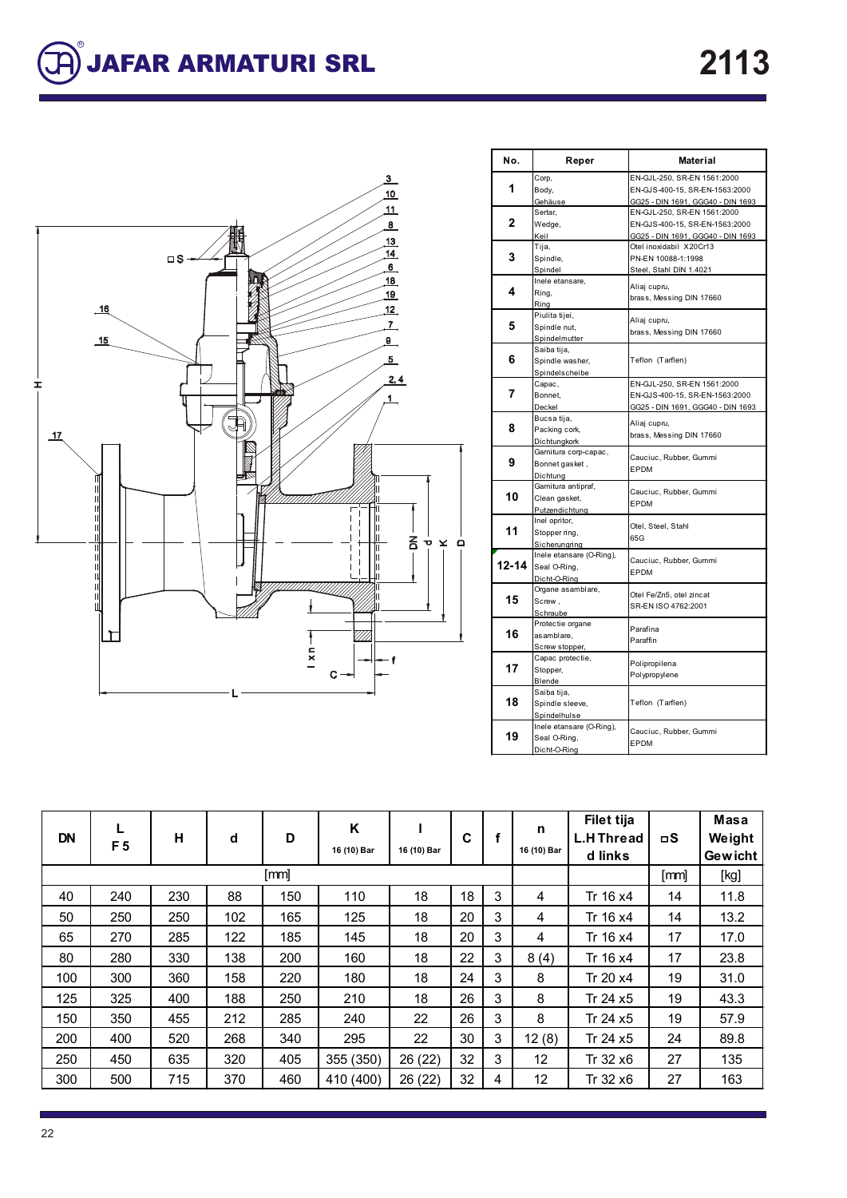# JAFAR ARMATURI SRL

# 2113

3
10
11
8
13
14
6
18
19
12
7
9
5
2, 4
1
16
15
17
□S
H
DN
d
K
D
l x n
f
C
L

| No. | Reper | Material |
|---|---|---|
| 1 | Corp, Body, Gehäuse | EN-GJL-250, SR-EN 1561:2000 EN-GJS-400-15, SR-EN-1563:2000 GG25 - DIN 1691, GGG40 - DIN 1693 |
| 2 | Sertar, Wedge, Keil | EN-GJL-250, SR-EN 1561:2000 EN-GJS-400-15, SR-EN-1563:2000 GG25 - DIN 1691, GGG40 - DIN 1693 |
| 3 | Tija, Spindle, Spindel | Otel inoxidabil X20Cr13 PN-EN 10088-1:1998 Steel, Stahl DIN 1.4021 |
| 4 | Inele etansare, Ring, Ring | Aliaj cupru, brass, Messing DIN 17660 |
| 5 | Piulita tijei, Spindle nut, Spindelmutter | Aliaj cupru, brass, Messing DIN 17660 |
| 6 | Saiba tija, Spindle washer, Spindelscheibe | Teflon (Tarflen) |
| 7 | Capac, Bonnet, Deckel | EN-GJL-250, SR-EN 1561:2000 EN-GJS-400-15, SR-EN-1563:2000 GG25 - DIN 1691, GGG40 - DIN 1693 |
| 8 | Bucsa tija, Packing cork, Dichtungkork | Aliaj cupru, brass, Messing DIN 17660 |
| 9 | Garnitura corp-capac, Bonnet gasket , Dichtung | Cauciuc, Rubber, Gummi EPDM |
| 10 | Garnitura antipraf, Clean gasket, Putzendichtung | Cauciuc, Rubber, Gummi EPDM |
| 11 | Inel opritor, Stopper ring, Sicherungring | Otel, Steel, Stahl 65G |
| 12-14 | Inele etansare (O-Ring), Seal O-Ring, Dicht-O-Ring | Cauciuc, Rubber, Gummi EPDM |
| 15 | Organe asamblare, Screw , Schraube | Otel Fe/Zn5, otel zincat SR-EN ISO 4762:2001 |
| 16 | Protectie organe asamblare, Screw stopper, | Parafina Paraffin |
| 17 | Capac protectie, Stopper, Blende | Polipropilena Polypropylene |
| 18 | Saiba tija, Spindle sleeve, Spindelhulse | Teflon (Tarflen) |
| 19 | Inele etansare (O-Ring), Seal O-Ring, Dicht-O-Ring | Cauciuc, Rubber, Gummi EPDM |

| DN | L F5 | H | d | D | K 16 (10) Bar | l 16 (10) Bar | C | f | n 16 (10) Bar | Filet tija L.H Thread d links | □S | Masa Weight Gewicht |
|---|---|---|---|---|---|---|---|---|---|---|---|---|
| | | | | [mm] | | | | | | | [mm] | [kg] |
| 40 | 240 | 230 | 88 | 150 | 110 | 18 | 18 | 3 | 4 | Tr 16 x4 | 14 | 11.8 |
| 50 | 250 | 250 | 102 | 165 | 125 | 18 | 20 | 3 | 4 | Tr 16 x4 | 14 | 13.2 |
| 65 | 270 | 285 | 122 | 185 | 145 | 18 | 20 | 3 | 4 | Tr 16 x4 | 17 | 17.0 |
| 80 | 280 | 330 | 138 | 200 | 160 | 18 | 22 | 3 | 8 (4) | Tr 16 x4 | 17 | 23.8 |
| 100 | 300 | 360 | 158 | 220 | 180 | 18 | 24 | 3 | 8 | Tr 20 x4 | 19 | 31.0 |
| 125 | 325 | 400 | 188 | 250 | 210 | 18 | 26 | 3 | 8 | Tr 24 x5 | 19 | 43.3 |
| 150 | 350 | 455 | 212 | 285 | 240 | 22 | 26 | 3 | 8 | Tr 24 x5 | 19 | 57.9 |
| 200 | 400 | 520 | 268 | 340 | 295 | 22 | 30 | 3 | 12 (8) | Tr 24 x5 | 24 | 89.8 |
| 250 | 450 | 635 | 320 | 405 | 355 (350) | 26 (22) | 32 | 3 | 12 | Tr 32 x6 | 27 | 135 |
| 300 | 500 | 715 | 370 | 460 | 410 (400) | 26 (22) | 32 | 4 | 12 | Tr 32 x6 | 27 | 163 |